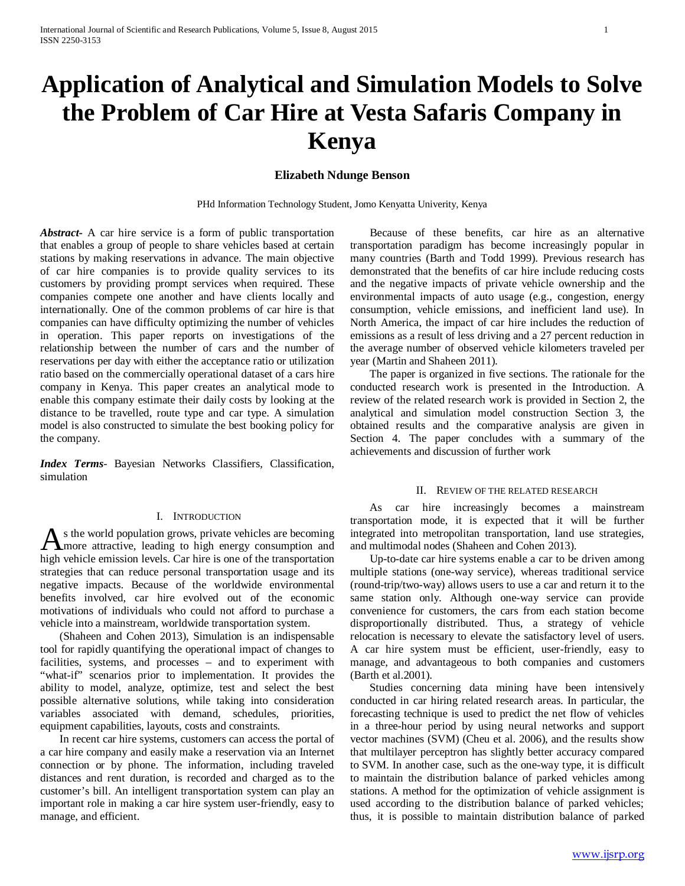# Application of Analytical and Simulation Models to Solve the Problem of Car Hire at Vesta Safaris Company in Kenya

**Elizabeth Ndunge Benson**

PHd Information Technology Student, Jomo Kenyatta Univerity, Kenya

***Abstract-*** A car hire service is a form of public transportation that enables a group of people to share vehicles based at certain stations by making reservations in advance. The main objective of car hire companies is to provide quality services to its customers by providing prompt services when required. These companies compete one another and have clients locally and internationally. One of the common problems of car hire is that companies can have difficulty optimizing the number of vehicles in operation. This paper reports on investigations of the relationship between the number of cars and the number of reservations per day with either the acceptance ratio or utilization ratio based on the commercially operational dataset of a cars hire company in Kenya. This paper creates an analytical mode to enable this company estimate their daily costs by looking at the distance to be travelled, route type and car type. A simulation model is also constructed to simulate the best booking policy for the company.

***Index Terms***- Bayesian Networks Classifiers, Classification, simulation

## I. Introduction

As the world population grows, private vehicles are becoming more attractive, leading to high energy consumption and high vehicle emission levels. Car hire is one of the transportation strategies that can reduce personal transportation usage and its negative impacts. Because of the worldwide environmental benefits involved, car hire evolved out of the economic motivations of individuals who could not afford to purchase a vehicle into a mainstream, worldwide transportation system.

(Shaheen and Cohen 2013), Simulation is an indispensable tool for rapidly quantifying the operational impact of changes to facilities, systems, and processes – and to experiment with "what-if" scenarios prior to implementation. It provides the ability to model, analyze, optimize, test and select the best possible alternative solutions, while taking into consideration variables associated with demand, schedules, priorities, equipment capabilities, layouts, costs and constraints.

In recent car hire systems, customers can access the portal of a car hire company and easily make a reservation via an Internet connection or by phone. The information, including traveled distances and rent duration, is recorded and charged as to the customer's bill. An intelligent transportation system can play an important role in making a car hire system user-friendly, easy to manage, and efficient.

Because of these benefits, car hire as an alternative transportation paradigm has become increasingly popular in many countries (Barth and Todd 1999). Previous research has demonstrated that the benefits of car hire include reducing costs and the negative impacts of private vehicle ownership and the environmental impacts of auto usage (e.g., congestion, energy consumption, vehicle emissions, and inefficient land use). In North America, the impact of car hire includes the reduction of emissions as a result of less driving and a 27 percent reduction in the average number of observed vehicle kilometers traveled per year (Martin and Shaheen 2011).

The paper is organized in five sections. The rationale for the conducted research work is presented in the Introduction. A review of the related research work is provided in Section 2, the analytical and simulation model construction Section 3, the obtained results and the comparative analysis are given in Section 4. The paper concludes with a summary of the achievements and discussion of further work

## II. Review of the related research

As car hire increasingly becomes a mainstream transportation mode, it is expected that it will be further integrated into metropolitan transportation, land use strategies, and multimodal nodes (Shaheen and Cohen 2013).

Up-to-date car hire systems enable a car to be driven among multiple stations (one-way service), whereas traditional service (round-trip/two-way) allows users to use a car and return it to the same station only. Although one-way service can provide convenience for customers, the cars from each station become disproportionally distributed. Thus, a strategy of vehicle relocation is necessary to elevate the satisfactory level of users. A car hire system must be efficient, user-friendly, easy to manage, and advantageous to both companies and customers (Barth et al.2001).

Studies concerning data mining have been intensively conducted in car hiring related research areas. In particular, the forecasting technique is used to predict the net flow of vehicles in a three-hour period by using neural networks and support vector machines (SVM) (Cheu et al. 2006), and the results show that multilayer perceptron has slightly better accuracy compared to SVM. In another case, such as the one-way type, it is difficult to maintain the distribution balance of parked vehicles among stations. A method for the optimization of vehicle assignment is used according to the distribution balance of parked vehicles; thus, it is possible to maintain distribution balance of parked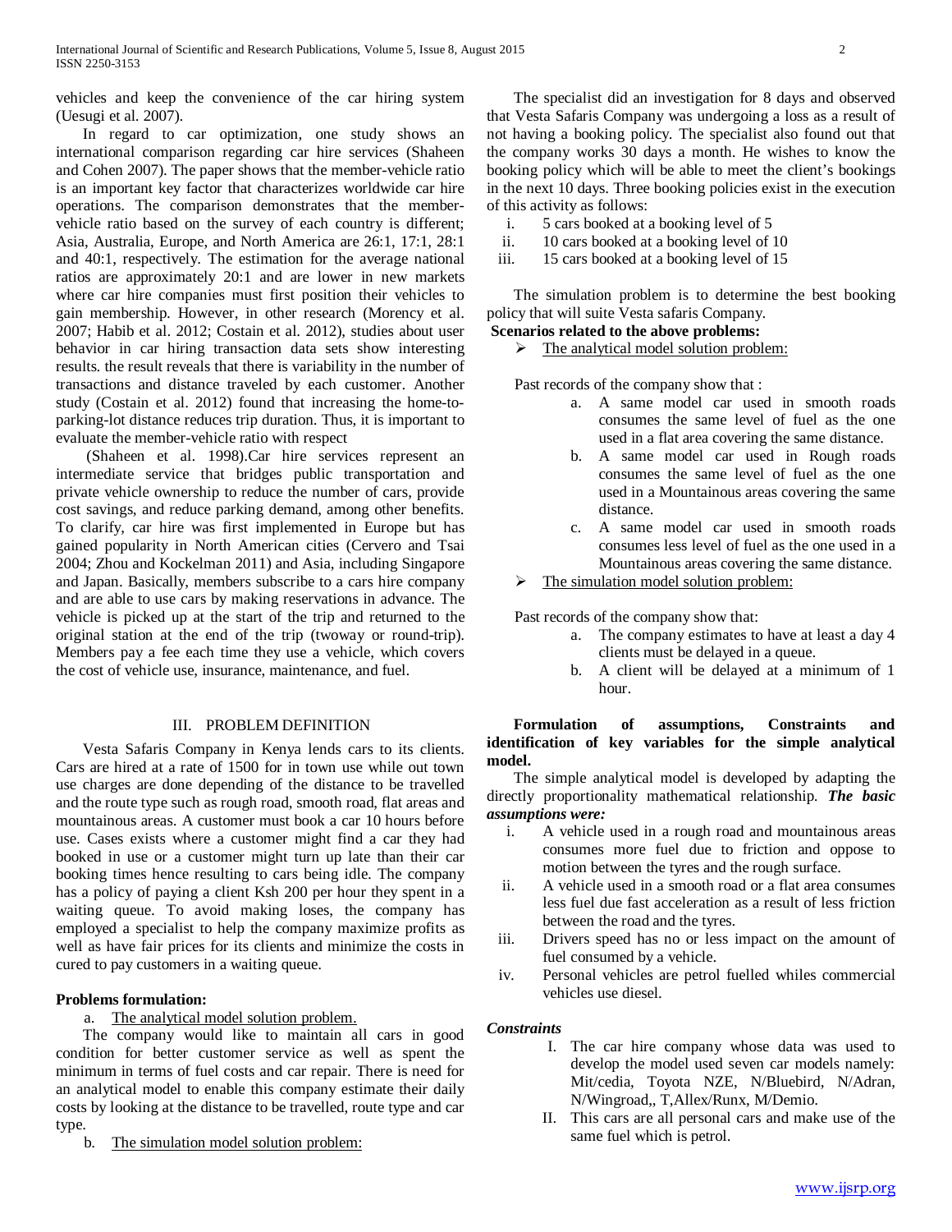vehicles and keep the convenience of the car hiring system (Uesugi et al. 2007).

In regard to car optimization, one study shows an international comparison regarding car hire services (Shaheen and Cohen 2007). The paper shows that the member-vehicle ratio is an important key factor that characterizes worldwide car hire operations. The comparison demonstrates that the member-vehicle ratio based on the survey of each country is different; Asia, Australia, Europe, and North America are 26:1, 17:1, 28:1 and 40:1, respectively. The estimation for the average national ratios are approximately 20:1 and are lower in new markets where car hire companies must first position their vehicles to gain membership. However, in other research (Morency et al. 2007; Habib et al. 2012; Costain et al. 2012), studies about user behavior in car hiring transaction data sets show interesting results. the result reveals that there is variability in the number of transactions and distance traveled by each customer. Another study (Costain et al. 2012) found that increasing the home-to-parking-lot distance reduces trip duration. Thus, it is important to evaluate the member-vehicle ratio with respect

(Shaheen et al. 1998).Car hire services represent an intermediate service that bridges public transportation and private vehicle ownership to reduce the number of cars, provide cost savings, and reduce parking demand, among other benefits. To clarify, car hire was first implemented in Europe but has gained popularity in North American cities (Cervero and Tsai 2004; Zhou and Kockelman 2011) and Asia, including Singapore and Japan. Basically, members subscribe to a cars hire company and are able to use cars by making reservations in advance. The vehicle is picked up at the start of the trip and returned to the original station at the end of the trip (twoway or round-trip). Members pay a fee each time they use a vehicle, which covers the cost of vehicle use, insurance, maintenance, and fuel.

## III. PROBLEM DEFINITION

Vesta Safaris Company in Kenya lends cars to its clients. Cars are hired at a rate of 1500 for in town use while out town use charges are done depending of the distance to be travelled and the route type such as rough road, smooth road, flat areas and mountainous areas. A customer must book a car 10 hours before use. Cases exists where a customer might find a car they had booked in use or a customer might turn up late than their car booking times hence resulting to cars being idle. The company has a policy of paying a client Ksh 200 per hour they spent in a waiting queue. To avoid making loses, the company has employed a specialist to help the company maximize profits as well as have fair prices for its clients and minimize the costs in cured to pay customers in a waiting queue.

**Problems formulation:**

a. The analytical model solution problem.

The company would like to maintain all cars in good condition for better customer service as well as spent the minimum in terms of fuel costs and car repair. There is need for an analytical model to enable this company estimate their daily costs by looking at the distance to be travelled, route type and car type.

b. The simulation model solution problem:

The specialist did an investigation for 8 days and observed that Vesta Safaris Company was undergoing a loss as a result of not having a booking policy. The specialist also found out that the company works 30 days a month. He wishes to know the booking policy which will be able to meet the client's bookings in the next 10 days. Three booking policies exist in the execution of this activity as follows:

i. 5 cars booked at a booking level of 5
ii. 10 cars booked at a booking level of 10
iii. 15 cars booked at a booking level of 15

The simulation problem is to determine the best booking policy that will suite Vesta safaris Company.

**Scenarios related to the above problems:**

- The analytical model solution problem:

Past records of the company show that :

a. A same model car used in smooth roads consumes the same level of fuel as the one used in a flat area covering the same distance.
b. A same model car used in Rough roads consumes the same level of fuel as the one used in a Mountainous areas covering the same distance.
c. A same model car used in smooth roads consumes less level of fuel as the one used in a Mountainous areas covering the same distance.

- The simulation model solution problem:

Past records of the company show that:

a. The company estimates to have at least a day 4 clients must be delayed in a queue.
b. A client will be delayed at a minimum of 1 hour.

**Formulation of assumptions, Constraints and identification of key variables for the simple analytical model.**

The simple analytical model is developed by adapting the directly proportionality mathematical relationship. ***The basic assumptions were:***

i. A vehicle used in a rough road and mountainous areas consumes more fuel due to friction and oppose to motion between the tyres and the rough surface.
ii. A vehicle used in a smooth road or a flat area consumes less fuel due fast acceleration as a result of less friction between the road and the tyres.
iii. Drivers speed has no or less impact on the amount of fuel consumed by a vehicle.
iv. Personal vehicles are petrol fuelled whiles commercial vehicles use diesel.

***Constraints***

I. The car hire company whose data was used to develop the model used seven car models namely: Mit/cedia, Toyota NZE, N/Bluebird, N/Adran, N/Wingroad,, T,Allex/Runx, M/Demio.
II. This cars are all personal cars and make use of the same fuel which is petrol.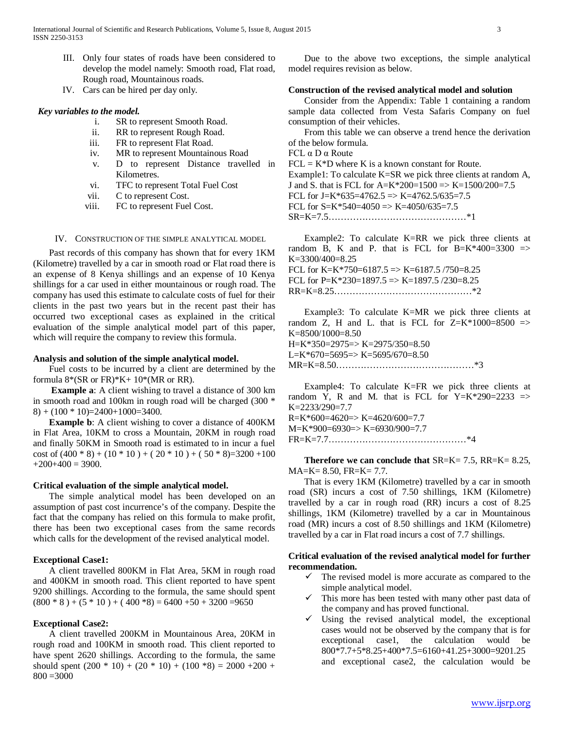III. Only four states of roads have been considered to develop the model namely: Smooth road, Flat road, Rough road, Mountainous roads.

IV. Cars can be hired per day only.

***Key variables to the model.***

i. SR to represent Smooth Road.
ii. RR to represent Rough Road.
iii. FR to represent Flat Road.
iv. MR to represent Mountainous Road
v. D to represent Distance travelled in Kilometres.
vi. TFC to represent Total Fuel Cost
vii. C to represent Cost.
viii. FC to represent Fuel Cost.

## IV. Construction of the Simple Analytical Model

Past records of this company has shown that for every 1KM (Kilometre) travelled by a car in smooth road or Flat road there is an expense of 8 Kenya shillings and an expense of 10 Kenya shillings for a car used in either mountainous or rough road. The company has used this estimate to calculate costs of fuel for their clients in the past two years but in the recent past their has occurred two exceptional cases as explained in the critical evaluation of the simple analytical model part of this paper, which will require the company to review this formula.

**Analysis and solution of the simple analytical model.**

Fuel costs to be incurred by a client are determined by the formula 8*(SR or FR)*K+ 10*(MR or RR).

**Example a**: A client wishing to travel a distance of 300 km in smooth road and 100km in rough road will be charged (300 * 8) + (100 * 10)=2400+1000=3400.

**Example b**: A client wishing to cover a distance of 400KM in Flat Area, 10KM to cross a Mountain, 20KM in rough road and finally 50KM in Smooth road is estimated to in incur a fuel cost of (400 * 8) + (10 * 10 ) + ( 20 * 10 ) + ( 50 * 8)=3200 +100 +200+400 = 3900.

**Critical evaluation of the simple analytical model.**

The simple analytical model has been developed on an assumption of past cost incurrence's of the company. Despite the fact that the company has relied on this formula to make profit, there has been two exceptional cases from the same records which calls for the development of the revised analytical model.

**Exceptional Case1:**

A client travelled 800KM in Flat Area, 5KM in rough road and 400KM in smooth road. This client reported to have spent 9200 shillings. According to the formula, the same should spent (800 * 8 ) + (5 * 10 ) + ( 400 *8) = 6400 +50 + 3200 =9650

**Exceptional Case2:**

A client travelled 200KM in Mountainous Area, 20KM in rough road and 100KM in smooth road. This client reported to have spent 2620 shillings. According to the formula, the same should spent (200 * 10) + (20 * 10) + (100 *8) = 2000 +200 + 800 =3000

Due to the above two exceptions, the simple analytical model requires revision as below.

**Construction of the revised analytical model and solution**

Consider from the Appendix: Table 1 containing a random sample data collected from Vesta Safaris Company on fuel consumption of their vehicles.

From this table we can observe a trend hence the derivation of the below formula.

FCL α D α Route

FCL = K*D where K is a known constant for Route.

Example1: To calculate K=SR we pick three clients at random A, J and S. that is FCL for A=K*200=1500 => K=1500/200=7.5

FCL for J=K*635=4762.5 => K=4762.5/635=7.5

FCL for S=K*540=4050 => K=4050/635=7.5

SR=K=7.5……………………………………….*1

Example2: To calculate K=RR we pick three clients at random B, K and P. that is FCL for B=K*400=3300 => K=3300/400=8.25

FCL for K=K*750=6187.5 => K=6187.5 /750=8.25

FCL for P=K*230=1897.5 => K=1897.5 /230=8.25

RR=K=8.25……………………………………….*2

Example3: To calculate K=MR we pick three clients at random Z, H and L. that is FCL for Z=K*1000=8500 => K=8500/1000=8.50

H=K*350=2975=> K=2975/350=8.50

L=K*670=5695=> K=5695/670=8.50

MR=K=8.50……………………………………….*3

Example4: To calculate K=FR we pick three clients at random Y, R and M. that is FCL for Y=K*290=2233 => K=2233/290=7.7

R=K*600=4620=> K=4620/600=7.7

M=K*900=6930=> K=6930/900=7.7

FR=K=7.7……………………………………….*4

**Therefore we can conclude that** SR=K= 7.5, RR=K= 8.25, MA=K= 8.50, FR=K= 7.7.

That is every 1KM (Kilometre) travelled by a car in smooth road (SR) incurs a cost of 7.50 shillings, 1KM (Kilometre) travelled by a car in rough road (RR) incurs a cost of 8.25 shillings, 1KM (Kilometre) travelled by a car in Mountainous road (MR) incurs a cost of 8.50 shillings and 1KM (Kilometre) travelled by a car in Flat road incurs a cost of 7.7 shillings.

**Critical evaluation of the revised analytical model for further recommendation.**

- ✓ The revised model is more accurate as compared to the simple analytical model.
- ✓ This more has been tested with many other past data of the company and has proved functional.
- ✓ Using the revised analytical model, the exceptional cases would not be observed by the company that is for exceptional case1, the calculation would be 800*7.7+5*8.25+400*7.5=6160+41.25+3000=9201.25 and exceptional case2, the calculation would be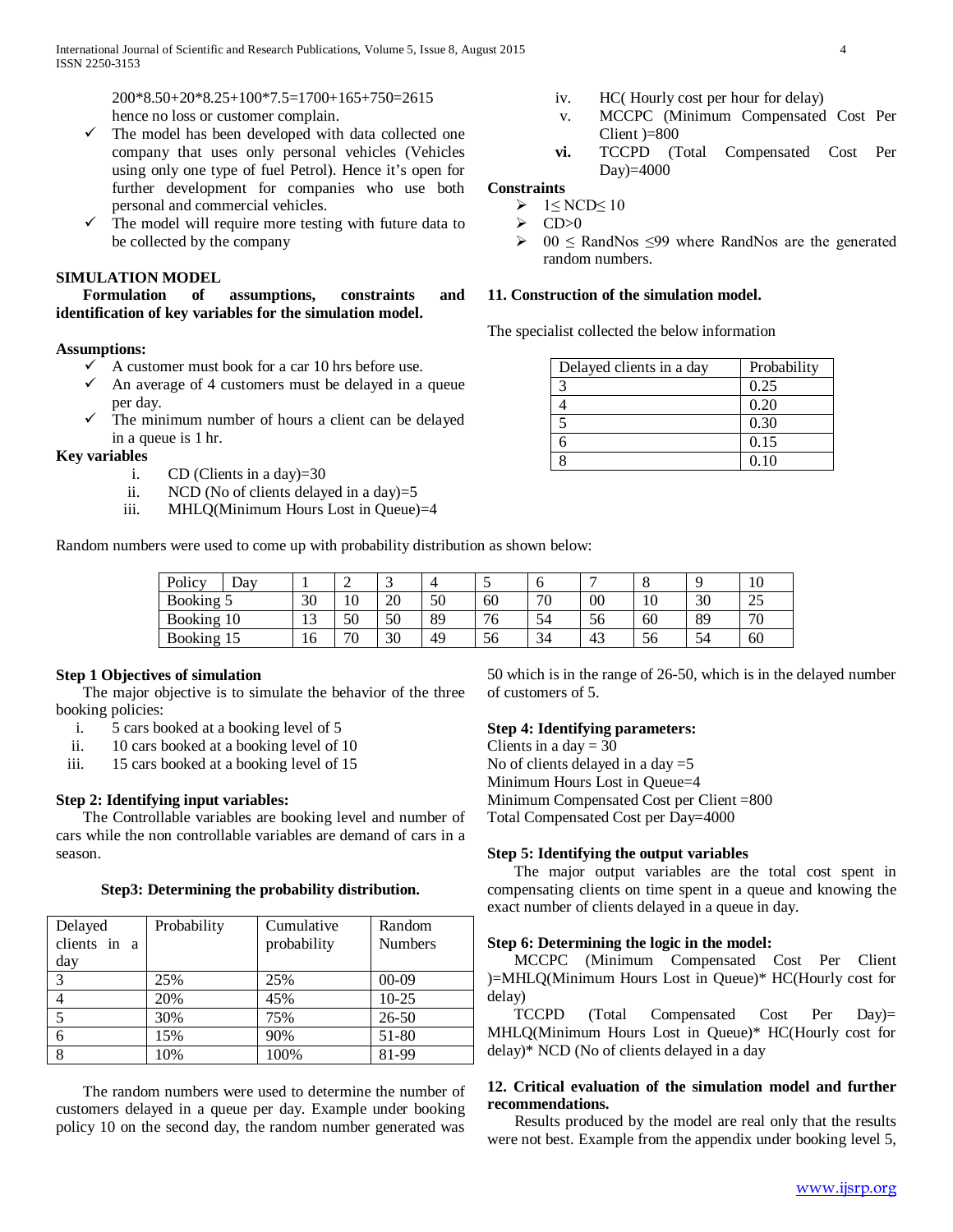200*8.50+20*8.25+100*7.5=1700+165+750=2615 hence no loss or customer complain.

- ✓ The model has been developed with data collected one company that uses only personal vehicles (Vehicles using only one type of fuel Petrol). Hence it's open for further development for companies who use both personal and commercial vehicles.
- ✓ The model will require more testing with future data to be collected by the company

**SIMULATION MODEL**

**Formulation of assumptions, constraints and identification of key variables for the simulation model.**

**Assumptions:**

- ✓ A customer must book for a car 10 hrs before use.
- ✓ An average of 4 customers must be delayed in a queue per day.
- ✓ The minimum number of hours a client can be delayed in a queue is 1 hr.

**Key variables**

- i. CD (Clients in a day)=30
- ii. NCD (No of clients delayed in a day)=5
- iii. MHLQ(Minimum Hours Lost in Queue)=4
- iv. HC( Hourly cost per hour for delay)
- v. MCCPC (Minimum Compensated Cost Per Client )=800
- **vi.** TCCPD (Total Compensated Cost Per Day)=4000

**Constraints**

- ➢ $1 \leq NCD \leq 10$
- ➢ CD>0
- ➢ $00 \leq RandNos \leq 99$ where RandNos are the generated random numbers.

**11. Construction of the simulation model.**

The specialist collected the below information

| Delayed clients in a day | Probability |
|---|---|
| 3 | 0.25 |
| 4 | 0.20 |
| 5 | 0.30 |
| 6 | 0.15 |
| 8 | 0.10 |

Random numbers were used to come up with probability distribution as shown below:

| Policy Day | 1 | 2 | 3 | 4 | 5 | 6 | 7 | 8 | 9 | 10 |
|---|---|---|---|---|---|---|---|---|---|---|
| Booking 5 | 30 | 10 | 20 | 50 | 60 | 70 | 00 | 10 | 30 | 25 |
| Booking 10 | 13 | 50 | 50 | 89 | 76 | 54 | 56 | 60 | 89 | 70 |
| Booking 15 | 16 | 70 | 30 | 49 | 56 | 34 | 43 | 56 | 54 | 60 |

**Step 1 Objectives of simulation**

The major objective is to simulate the behavior of the three booking policies:

- i. 5 cars booked at a booking level of 5
- ii. 10 cars booked at a booking level of 10
- iii. 15 cars booked at a booking level of 15

**Step 2: Identifying input variables:**

The Controllable variables are booking level and number of cars while the non controllable variables are demand of cars in a season.

**Step3: Determining the probability distribution.**

| Delayed clients in a day | Probability | Cumulative probability | Random Numbers |
|---|---|---|---|
| 3 | 25% | 25% | 00-09 |
| 4 | 20% | 45% | 10-25 |
| 5 | 30% | 75% | 26-50 |
| 6 | 15% | 90% | 51-80 |
| 8 | 10% | 100% | 81-99 |

The random numbers were used to determine the number of customers delayed in a queue per day. Example under booking policy 10 on the second day, the random number generated was 50 which is in the range of 26-50, which is in the delayed number of customers of 5.

**Step 4: Identifying parameters:**

Clients in a day = 30
No of clients delayed in a day =5
Minimum Hours Lost in Queue=4
Minimum Compensated Cost per Client =800
Total Compensated Cost per Day=4000

**Step 5: Identifying the output variables**

The major output variables are the total cost spent in compensating clients on time spent in a queue and knowing the exact number of clients delayed in a queue in day.

**Step 6: Determining the logic in the model:**

MCCPC (Minimum Compensated Cost Per Client )=MHLQ(Minimum Hours Lost in Queue)* HC(Hourly cost for delay)

TCCPD (Total Compensated Cost Per Day)= MHLQ(Minimum Hours Lost in Queue)* HC(Hourly cost for delay)* NCD (No of clients delayed in a day

**12. Critical evaluation of the simulation model and further recommendations.**

Results produced by the model are real only that the results were not best. Example from the appendix under booking level 5,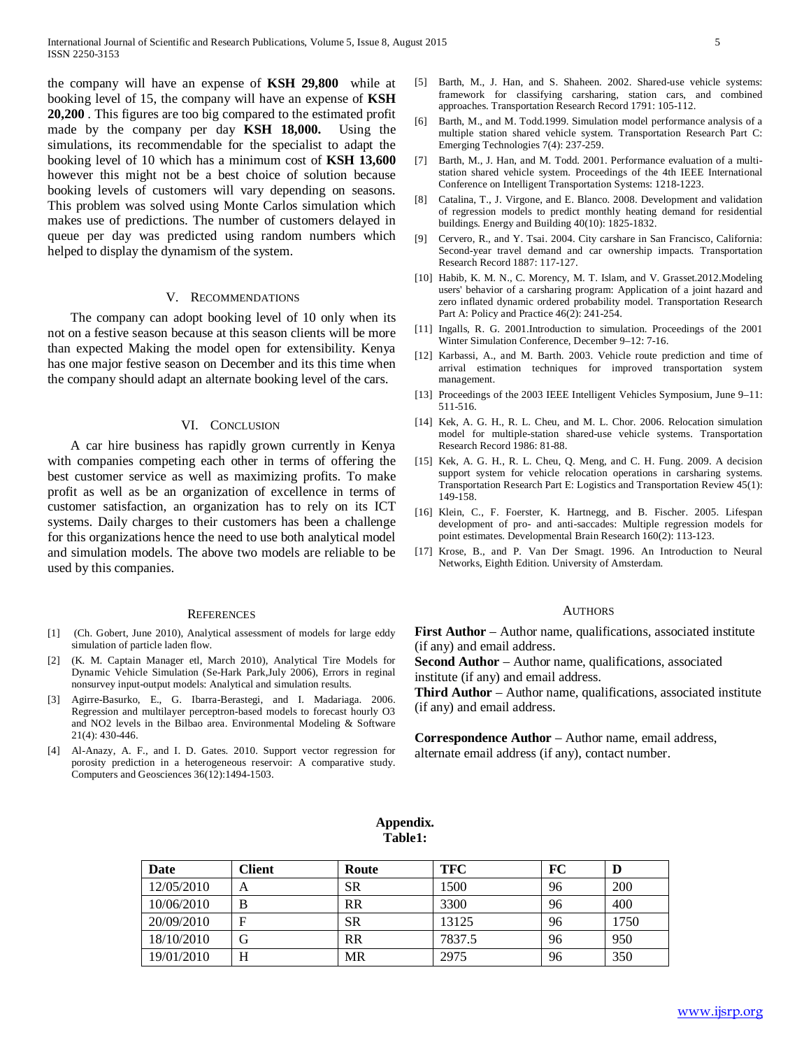the company will have an expense of **KSH 29,800** while at booking level of 15, the company will have an expense of **KSH 20,200** . This figures are too big compared to the estimated profit made by the company per day **KSH 18,000.** Using the simulations, its recommendable for the specialist to adapt the booking level of 10 which has a minimum cost of **KSH 13,600** however this might not be a best choice of solution because booking levels of customers will vary depending on seasons. This problem was solved using Monte Carlos simulation which makes use of predictions. The number of customers delayed in queue per day was predicted using random numbers which helped to display the dynamism of the system.

## V. Recommendations

The company can adopt booking level of 10 only when its not on a festive season because at this season clients will be more than expected Making the model open for extensibility. Kenya has one major festive season on December and its this time when the company should adapt an alternate booking level of the cars.

## VI. Conclusion

A car hire business has rapidly grown currently in Kenya with companies competing each other in terms of offering the best customer service as well as maximizing profits. To make profit as well as be an organization of excellence in terms of customer satisfaction, an organization has to rely on its ICT systems. Daily charges to their customers has been a challenge for this organizations hence the need to use both analytical model and simulation models. The above two models are reliable to be used by this companies.

## References

[1] (Ch. Gobert, June 2010), Analytical assessment of models for large eddy simulation of particle laden flow.

[2] (K. M. Captain Manager etl, March 2010), Analytical Tire Models for Dynamic Vehicle Simulation (Se-Hark Park,July 2006), Errors in reginal nonsurvey input-output models: Analytical and simulation results.

[3] Agirre-Basurko, E., G. Ibarra-Berastegi, and I. Madariaga. 2006. Regression and multilayer perceptron-based models to forecast hourly O3 and NO2 levels in the Bilbao area. Environmental Modeling & Software 21(4): 430-446.

[4] Al-Anazy, A. F., and I. D. Gates. 2010. Support vector regression for porosity prediction in a heterogeneous reservoir: A comparative study. Computers and Geosciences 36(12):1494-1503.

[5] Barth, M., J. Han, and S. Shaheen. 2002. Shared-use vehicle systems: framework for classifying carsharing, station cars, and combined approaches. Transportation Research Record 1791: 105-112.

[6] Barth, M., and M. Todd.1999. Simulation model performance analysis of a multiple station shared vehicle system. Transportation Research Part C: Emerging Technologies 7(4): 237-259.

[7] Barth, M., J. Han, and M. Todd. 2001. Performance evaluation of a multi-station shared vehicle system. Proceedings of the 4th IEEE International Conference on Intelligent Transportation Systems: 1218-1223.

[8] Catalina, T., J. Virgone, and E. Blanco. 2008. Development and validation of regression models to predict monthly heating demand for residential buildings. Energy and Building 40(10): 1825-1832.

[9] Cervero, R., and Y. Tsai. 2004. City carshare in San Francisco, California: Second-year travel demand and car ownership impacts. Transportation Research Record 1887: 117-127.

[10] Habib, K. M. N., C. Morency, M. T. Islam, and V. Grasset.2012.Modeling users' behavior of a carsharing program: Application of a joint hazard and zero inflated dynamic ordered probability model. Transportation Research Part A: Policy and Practice 46(2): 241-254.

[11] Ingalls, R. G. 2001.Introduction to simulation. Proceedings of the 2001 Winter Simulation Conference, December 9–12: 7-16.

[12] Karbassi, A., and M. Barth. 2003. Vehicle route prediction and time of arrival estimation techniques for improved transportation system management.

[13] Proceedings of the 2003 IEEE Intelligent Vehicles Symposium, June 9–11: 511-516.

[14] Kek, A. G. H., R. L. Cheu, and M. L. Chor. 2006. Relocation simulation model for multiple-station shared-use vehicle systems. Transportation Research Record 1986: 81-88.

[15] Kek, A. G. H., R. L. Cheu, Q. Meng, and C. H. Fung. 2009. A decision support system for vehicle relocation operations in carsharing systems. Transportation Research Part E: Logistics and Transportation Review 45(1): 149-158.

[16] Klein, C., F. Foerster, K. Hartnegg, and B. Fischer. 2005. Lifespan development of pro- and anti-saccades: Multiple regression models for point estimates. Developmental Brain Research 160(2): 113-123.

[17] Krose, B., and P. Van Der Smagt. 1996. An Introduction to Neural Networks, Eighth Edition. University of Amsterdam.

## Authors

**First Author** – Author name, qualifications, associated institute (if any) and email address.

**Second Author** – Author name, qualifications, associated institute (if any) and email address.

**Third Author** – Author name, qualifications, associated institute (if any) and email address.

**Correspondence Author** – Author name, email address, alternate email address (if any), contact number.

**Appendix.**
**Table1:**

| Date | Client | Route | TFC | FC | D |
|---|---|---|---|---|---|
| 12/05/2010 | A | SR | 1500 | 96 | 200 |
| 10/06/2010 | B | RR | 3300 | 96 | 400 |
| 20/09/2010 | F | SR | 13125 | 96 | 1750 |
| 18/10/2010 | G | RR | 7837.5 | 96 | 950 |
| 19/01/2010 | H | MR | 2975 | 96 | 350 |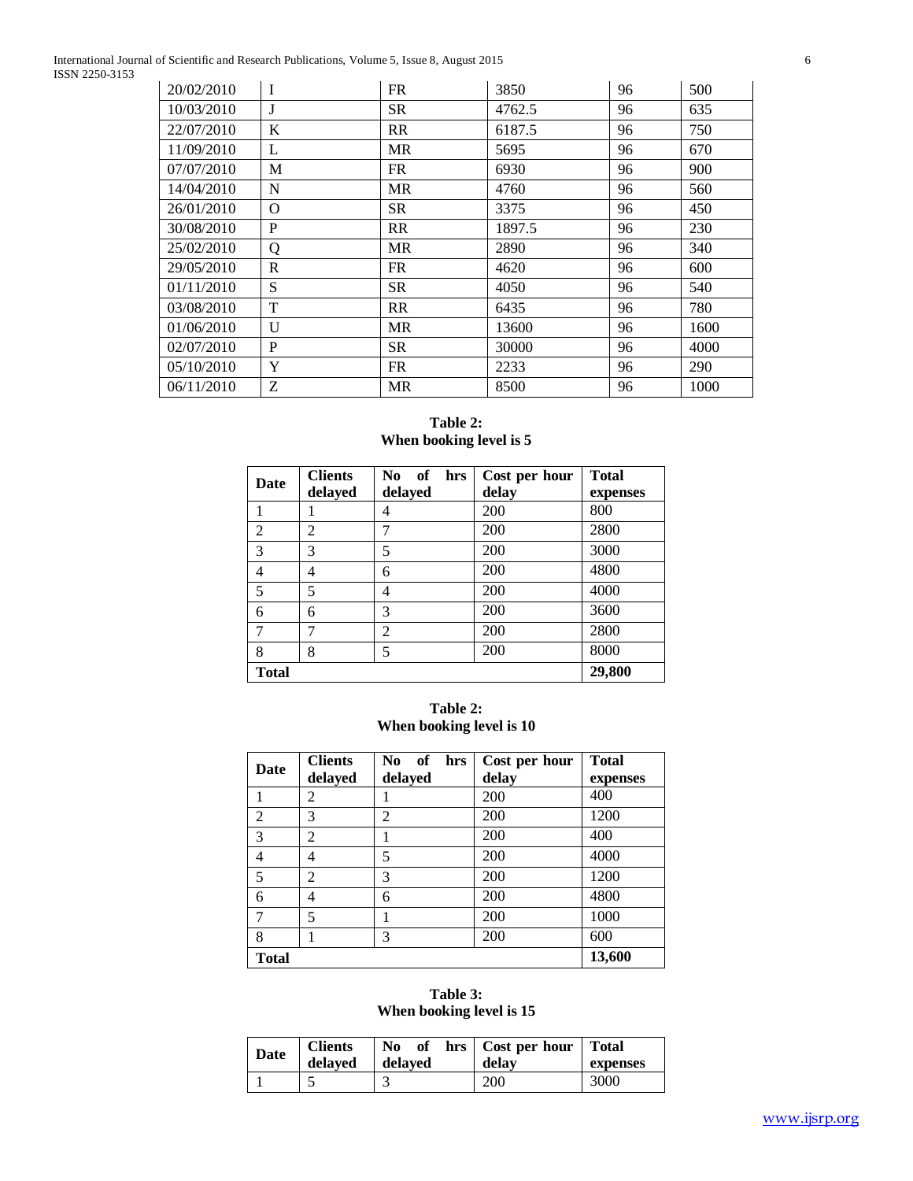| | | | | | |
|---|---|---|---|---|---|
| 20/02/2010 | I | FR | 3850 | 96 | 500 |
| 10/03/2010 | J | SR | 4762.5 | 96 | 635 |
| 22/07/2010 | K | RR | 6187.5 | 96 | 750 |
| 11/09/2010 | L | MR | 5695 | 96 | 670 |
| 07/07/2010 | M | FR | 6930 | 96 | 900 |
| 14/04/2010 | N | MR | 4760 | 96 | 560 |
| 26/01/2010 | O | SR | 3375 | 96 | 450 |
| 30/08/2010 | P | RR | 1897.5 | 96 | 230 |
| 25/02/2010 | Q | MR | 2890 | 96 | 340 |
| 29/05/2010 | R | FR | 4620 | 96 | 600 |
| 01/11/2010 | S | SR | 4050 | 96 | 540 |
| 03/08/2010 | T | RR | 6435 | 96 | 780 |
| 01/06/2010 | U | MR | 13600 | 96 | 1600 |
| 02/07/2010 | P | SR | 30000 | 96 | 4000 |
| 05/10/2010 | Y | FR | 2233 | 96 | 290 |
| 06/11/2010 | Z | MR | 8500 | 96 | 1000 |

**Table 2:**
**When booking level is 5**

| Date | Clients delayed | No of hrs delayed | Cost per hour delay | Total expenses |
|---|---|---|---|---|
| 1 | 1 | 4 | 200 | 800 |
| 2 | 2 | 7 | 200 | 2800 |
| 3 | 3 | 5 | 200 | 3000 |
| 4 | 4 | 6 | 200 | 4800 |
| 5 | 5 | 4 | 200 | 4000 |
| 6 | 6 | 3 | 200 | 3600 |
| 7 | 7 | 2 | 200 | 2800 |
| 8 | 8 | 5 | 200 | 8000 |
| **Total** | | | | **29,800** |

**Table 2:**
**When booking level is 10**

| Date | Clients delayed | No of hrs delayed | Cost per hour delay | Total expenses |
|---|---|---|---|---|
| 1 | 2 | 1 | 200 | 400 |
| 2 | 3 | 2 | 200 | 1200 |
| 3 | 2 | 1 | 200 | 400 |
| 4 | 4 | 5 | 200 | 4000 |
| 5 | 2 | 3 | 200 | 1200 |
| 6 | 4 | 6 | 200 | 4800 |
| 7 | 5 | 1 | 200 | 1000 |
| 8 | 1 | 3 | 200 | 600 |
| **Total** | | | | **13,600** |

**Table 3:**
**When booking level is 15**

| Date | Clients delayed | No of hrs delayed | Cost per hour delay | Total expenses |
|---|---|---|---|---|
| 1 | 5 | 3 | 200 | 3000 |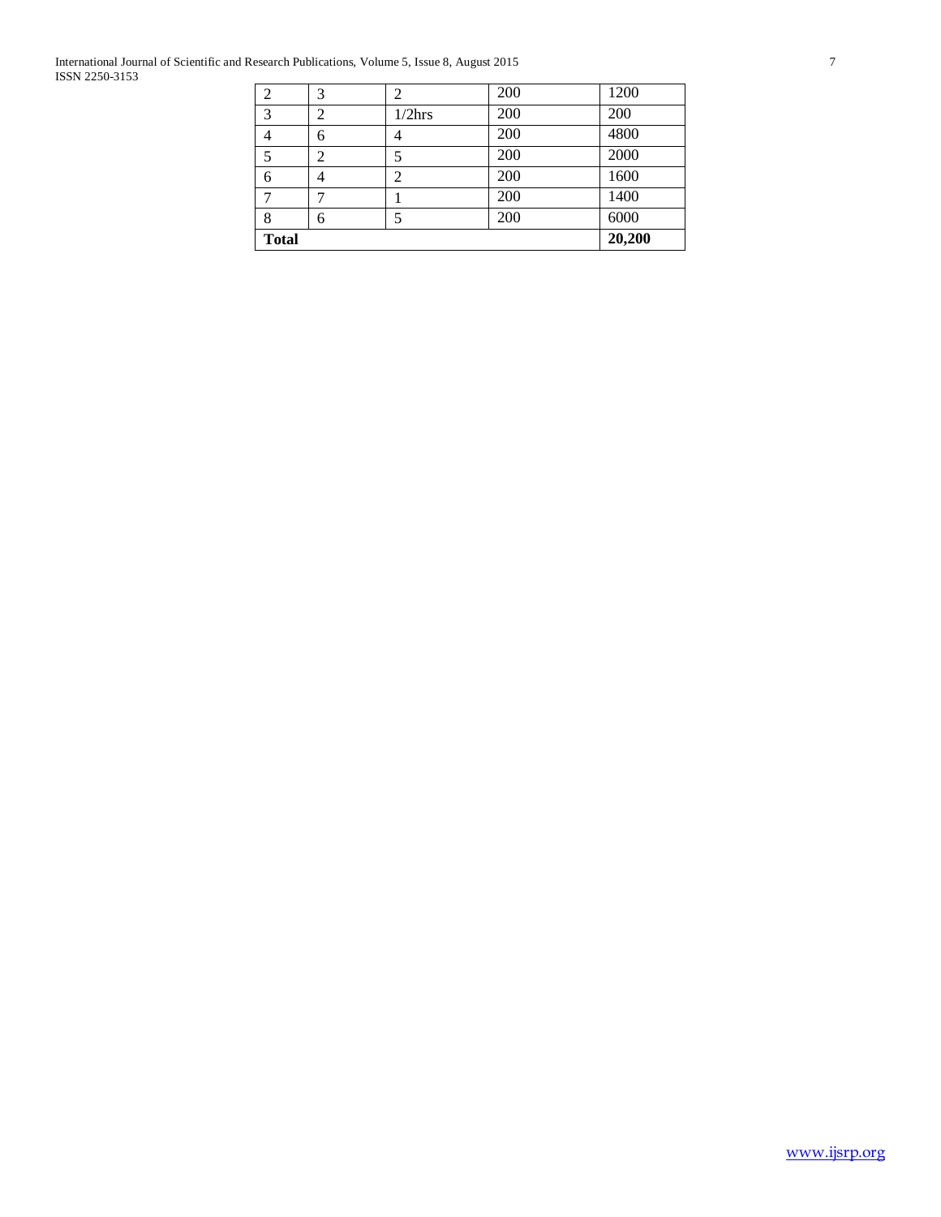| | | | | |
|---|---|---|---|---|
| 2 | 3 | 2 | 200 | 1200 |
| 3 | 2 | 1/2hrs | 200 | 200 |
| 4 | 6 | 4 | 200 | 4800 |
| 5 | 2 | 5 | 200 | 2000 |
| 6 | 4 | 2 | 200 | 1600 |
| 7 | 7 | 1 | 200 | 1400 |
| 8 | 6 | 5 | 200 | 6000 |
| **Total** | | | | **20,200** |